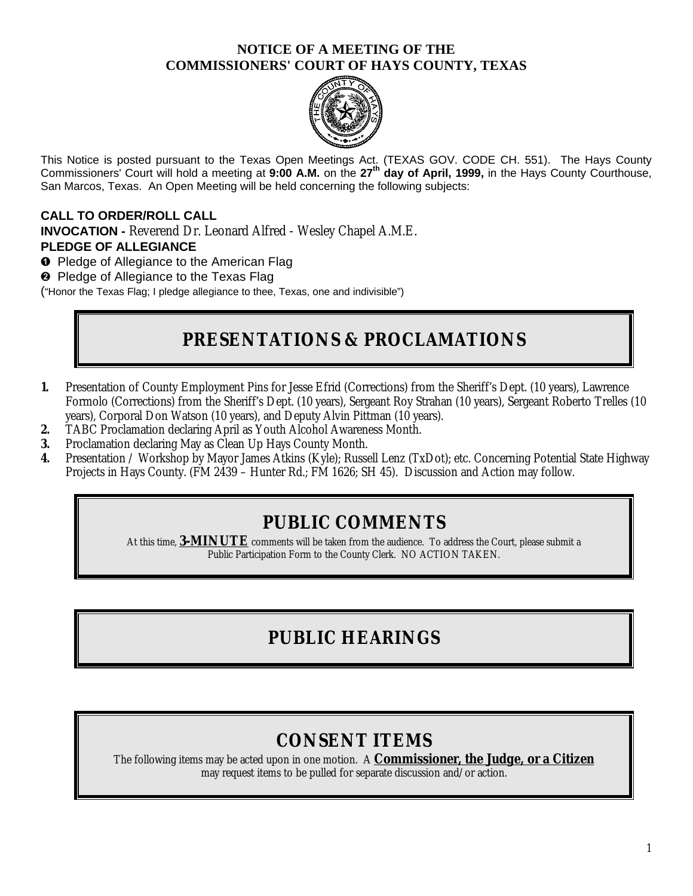**NOTICE OF A MEETING OF THE**
**COMMISSIONERS' COURT OF HAYS COUNTY, TEXAS**

This Notice is posted pursuant to the Texas Open Meetings Act. (TEXAS GOV. CODE CH. 551). The Hays County Commissioners' Court will hold a meeting at **9:00 A.M.** on the **27th day of April, 1999,** in the Hays County Courthouse, San Marcos, Texas. An Open Meeting will be held concerning the following subjects:

**CALL TO ORDER/ROLL CALL**

**INVOCATION -** Reverend Dr. Leonard Alfred - Wesley Chapel A.M.E.

**PLEDGE OF ALLEGIANCE**

❶ Pledge of Allegiance to the American Flag

❷ Pledge of Allegiance to the Texas Flag

("Honor the Texas Flag; I pledge allegiance to thee, Texas, one and indivisible")

## PRESENTATIONS & PROCLAMATIONS

1. Presentation of County Employment Pins for Jesse Efrid (Corrections) from the Sheriff's Dept. (10 years), Lawrence Formolo (Corrections) from the Sheriff's Dept. (10 years), Sergeant Roy Strahan (10 years), Sergeant Roberto Trelles (10 years), Corporal Don Watson (10 years), and Deputy Alvin Pittman (10 years).
2. TABC Proclamation declaring April as Youth Alcohol Awareness Month.
3. Proclamation declaring May as Clean Up Hays County Month.
4. Presentation / Workshop by Mayor James Atkins (Kyle); Russell Lenz (TxDot); etc. Concerning Potential State Highway Projects in Hays County. (FM 2439 – Hunter Rd.; FM 1626; SH 45). Discussion and Action may follow.

## PUBLIC COMMENTS

At this time, **3-MINUTE** comments will be taken from the audience. To address the Court, please submit a Public Participation Form to the County Clerk. NO ACTION TAKEN.

## PUBLIC HEARINGS

## CONSENT ITEMS

The following items may be acted upon in one motion. A **Commissioner, the Judge, or a Citizen** may request items to be pulled for separate discussion and/or action.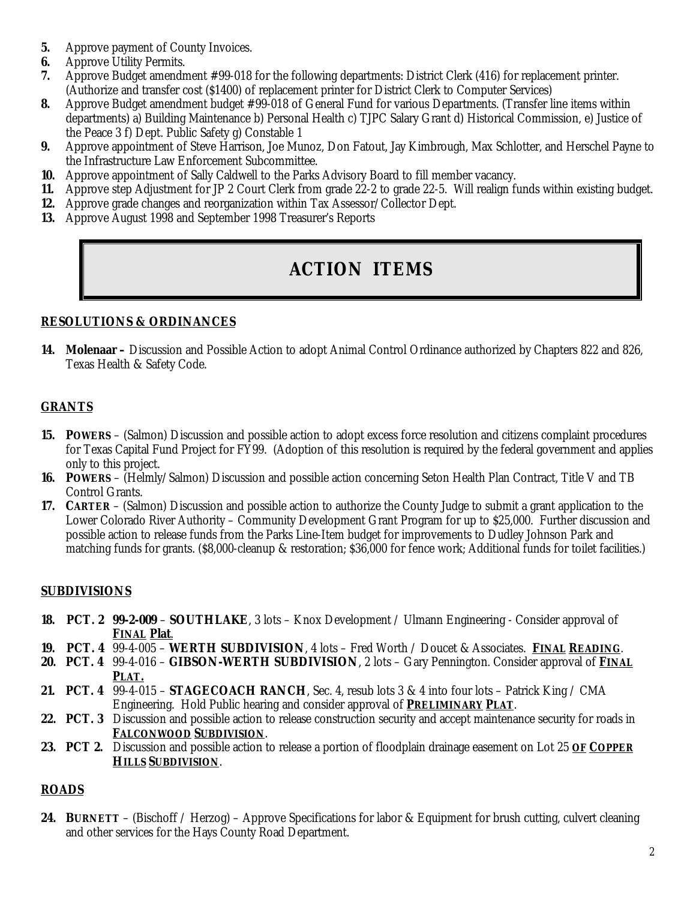5. Approve payment of County Invoices.
6. Approve Utility Permits.
7. Approve Budget amendment #99-018 for the following departments: District Clerk (416) for replacement printer. (Authorize and transfer cost ($1400) of replacement printer for District Clerk to Computer Services)
8. Approve Budget amendment budget #99-018 of General Fund for various Departments. (Transfer line items within departments) a) Building Maintenance b) Personal Health c) TJPC Salary Grant d) Historical Commission, e) Justice of the Peace 3 f) Dept. Public Safety g) Constable 1
9. Approve appointment of Steve Harrison, Joe Munoz, Don Fatout, Jay Kimbrough, Max Schlotter, and Herschel Payne to the Infrastructure Law Enforcement Subcommittee.
10. Approve appointment of Sally Caldwell to the Parks Advisory Board to fill member vacancy.
11. Approve step Adjustment for JP 2 Court Clerk from grade 22-2 to grade 22-5. Will realign funds within existing budget.
12. Approve grade changes and reorganization within Tax Assessor/Collector Dept.
13. Approve August 1998 and September 1998 Treasurer's Reports

# ACTION ITEMS

## RESOLUTIONS & ORDINANCES

14. **Molenaar –** Discussion and Possible Action to adopt Animal Control Ordinance authorized by Chapters 822 and 826, Texas Health & Safety Code.

## GRANTS

15. **POWERS** – (Salmon) Discussion and possible action to adopt excess force resolution and citizens complaint procedures for Texas Capital Fund Project for FY99. (Adoption of this resolution is required by the federal government and applies only to this project.
16. **POWERS** – (Helmly/Salmon) Discussion and possible action concerning Seton Health Plan Contract, Title V and TB Control Grants.
17. **CARTER** – (Salmon) Discussion and possible action to authorize the County Judge to submit a grant application to the Lower Colorado River Authority – Community Development Grant Program for up to $25,000. Further discussion and possible action to release funds from the Parks Line-Item budget for improvements to Dudley Johnson Park and matching funds for grants. ($8,000-cleanup & restoration; $36,000 for fence work; Additional funds for toilet facilities.)

## SUBDIVISIONS

18. **PCT. 2** **99-2-009** – **SOUTHLAKE**, 3 lots – Knox Development / Ulmann Engineering - Consider approval of **FINAL Plat**.
19. **PCT. 4** 99-4-005 – **WERTH SUBDIVISION**, 4 lots – Fred Worth / Doucet & Associates. **FINAL READING**.
20. **PCT. 4** 99-4-016 – **GIBSON-WERTH SUBDIVISION**, 2 lots – Gary Pennington. Consider approval of **FINAL PLAT.**
21. **PCT. 4** 99-4-015 – **STAGECOACH RANCH**, Sec. 4, resub lots 3 & 4 into four lots – Patrick King / CMA Engineering. Hold Public hearing and consider approval of **PRELIMINARY PLAT**.
22. **PCT. 3** Discussion and possible action to release construction security and accept maintenance security for roads in **FALCONWOOD SUBDIVISION**.
23. **PCT 2.** Discussion and possible action to release a portion of floodplain drainage easement on Lot 25 **OF COPPER HILLS SUBDIVISION**.

## ROADS

24. **BURNETT** – (Bischoff / Herzog) – Approve Specifications for labor & Equipment for brush cutting, culvert cleaning and other services for the Hays County Road Department.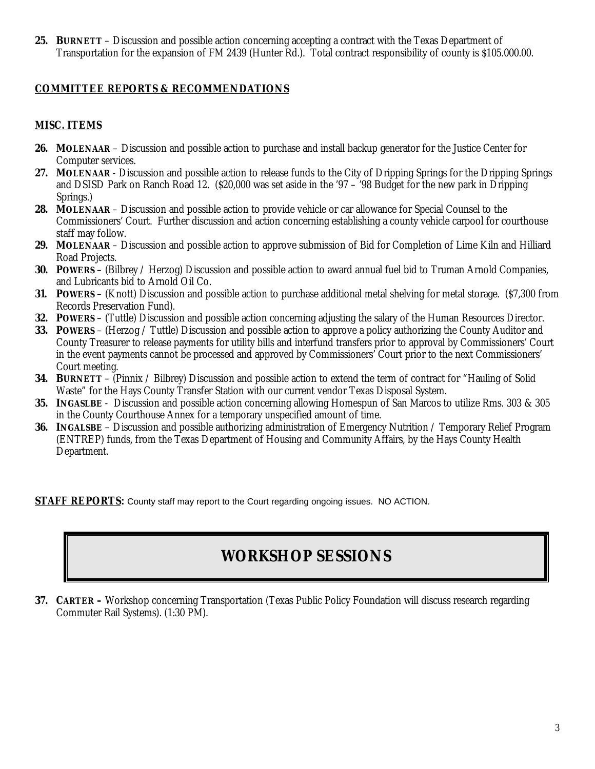**25. BURNETT** – Discussion and possible action concerning accepting a contract with the Texas Department of Transportation for the expansion of FM 2439 (Hunter Rd.). Total contract responsibility of county is $105.000.00.

## COMMITTEE REPORTS & RECOMMENDATIONS

## MISC. ITEMS

**26. MOLENAAR** – Discussion and possible action to purchase and install backup generator for the Justice Center for Computer services.

**27. MOLENAAR** - Discussion and possible action to release funds to the City of Dripping Springs for the Dripping Springs and DSISD Park on Ranch Road 12. ($20,000 was set aside in the '97 – '98 Budget for the new park in Dripping Springs.)

**28. MOLENAAR** – Discussion and possible action to provide vehicle or car allowance for Special Counsel to the Commissioners' Court. Further discussion and action concerning establishing a county vehicle carpool for courthouse staff may follow.

**29. MOLENAAR** – Discussion and possible action to approve submission of Bid for Completion of Lime Kiln and Hilliard Road Projects.

**30. POWERS** – (Bilbrey / Herzog) Discussion and possible action to award annual fuel bid to Truman Arnold Companies, and Lubricants bid to Arnold Oil Co.

**31. POWERS** – (Knott) Discussion and possible action to purchase additional metal shelving for metal storage. ($7,300 from Records Preservation Fund).

**32. POWERS** – (Tuttle) Discussion and possible action concerning adjusting the salary of the Human Resources Director.

**33. POWERS** – (Herzog / Tuttle) Discussion and possible action to approve a policy authorizing the County Auditor and County Treasurer to release payments for utility bills and interfund transfers prior to approval by Commissioners' Court in the event payments cannot be processed and approved by Commissioners' Court prior to the next Commissioners' Court meeting.

**34. BURNETT** – (Pinnix / Bilbrey) Discussion and possible action to extend the term of contract for "Hauling of Solid Waste" for the Hays County Transfer Station with our current vendor Texas Disposal System.

**35. INGASLBE** - Discussion and possible action concerning allowing Homespun of San Marcos to utilize Rms. 303 & 305 in the County Courthouse Annex for a temporary unspecified amount of time.

**36. INGALSBE** – Discussion and possible authorizing administration of Emergency Nutrition / Temporary Relief Program (ENTREP) funds, from the Texas Department of Housing and Community Affairs, by the Hays County Health Department.

**STAFF REPORTS:** County staff may report to the Court regarding ongoing issues. NO ACTION.

# WORKSHOP SESSIONS

**37. CARTER –** Workshop concerning Transportation (Texas Public Policy Foundation will discuss research regarding Commuter Rail Systems). (1:30 PM).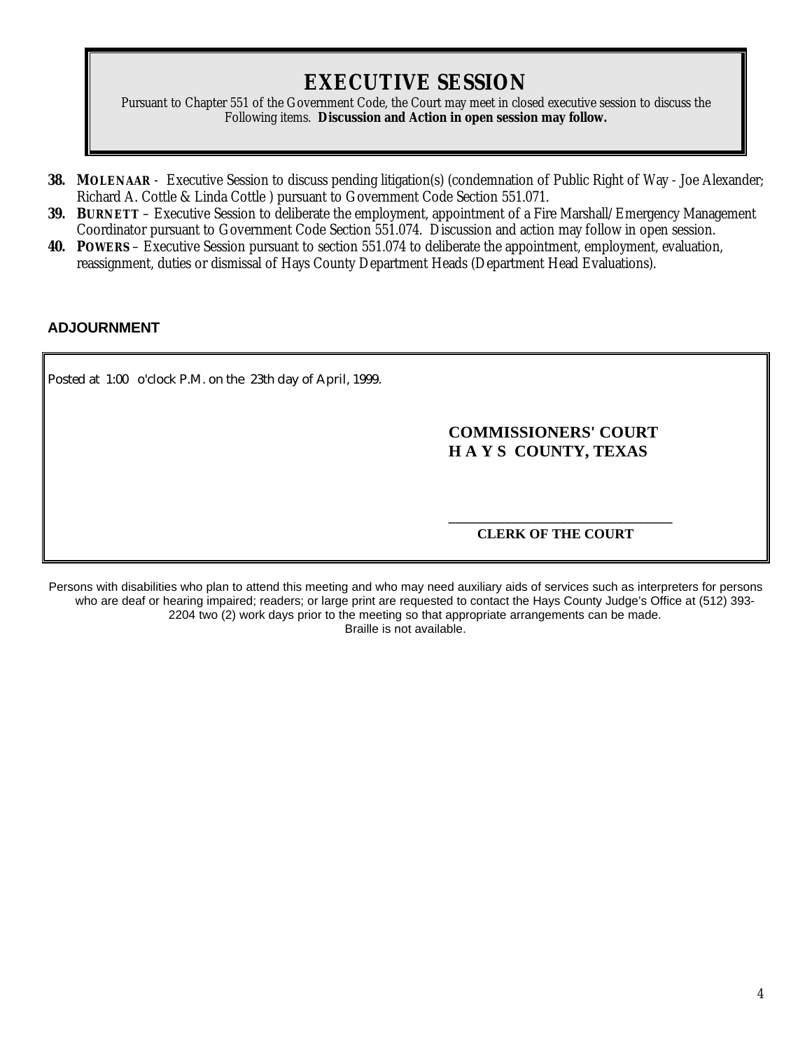# EXECUTIVE SESSION

Pursuant to Chapter 551 of the Government Code, the Court may meet in closed executive session to discuss the Following items. **Discussion and Action in open session may follow.**

**38.** **MOLENAAR** - Executive Session to discuss pending litigation(s) (condemnation of Public Right of Way - Joe Alexander; Richard A. Cottle & Linda Cottle ) pursuant to Government Code Section 551.071.

**39.** **BURNETT** – Executive Session to deliberate the employment, appointment of a Fire Marshall/Emergency Management Coordinator pursuant to Government Code Section 551.074. Discussion and action may follow in open session.

**40.** **POWERS** – Executive Session pursuant to section 551.074 to deliberate the appointment, employment, evaluation, reassignment, duties or dismissal of Hays County Department Heads (Department Head Evaluations).

## ADJOURNMENT

Posted at 1:00 o'clock P.M. on the 23th day of April, 1999.

**COMMISSIONERS' COURT**
**H A Y S COUNTY, TEXAS**

\_\_\_\_\_\_\_\_\_\_\_\_\_\_\_\_\_\_\_\_\_\_\_\_\_\_\_\_\_\_\_\_\_\_
**CLERK OF THE COURT**

Persons with disabilities who plan to attend this meeting and who may need auxiliary aids of services such as interpreters for persons who are deaf or hearing impaired; readers; or large print are requested to contact the Hays County Judge's Office at (512) 393-2204 two (2) work days prior to the meeting so that appropriate arrangements can be made. Braille is not available.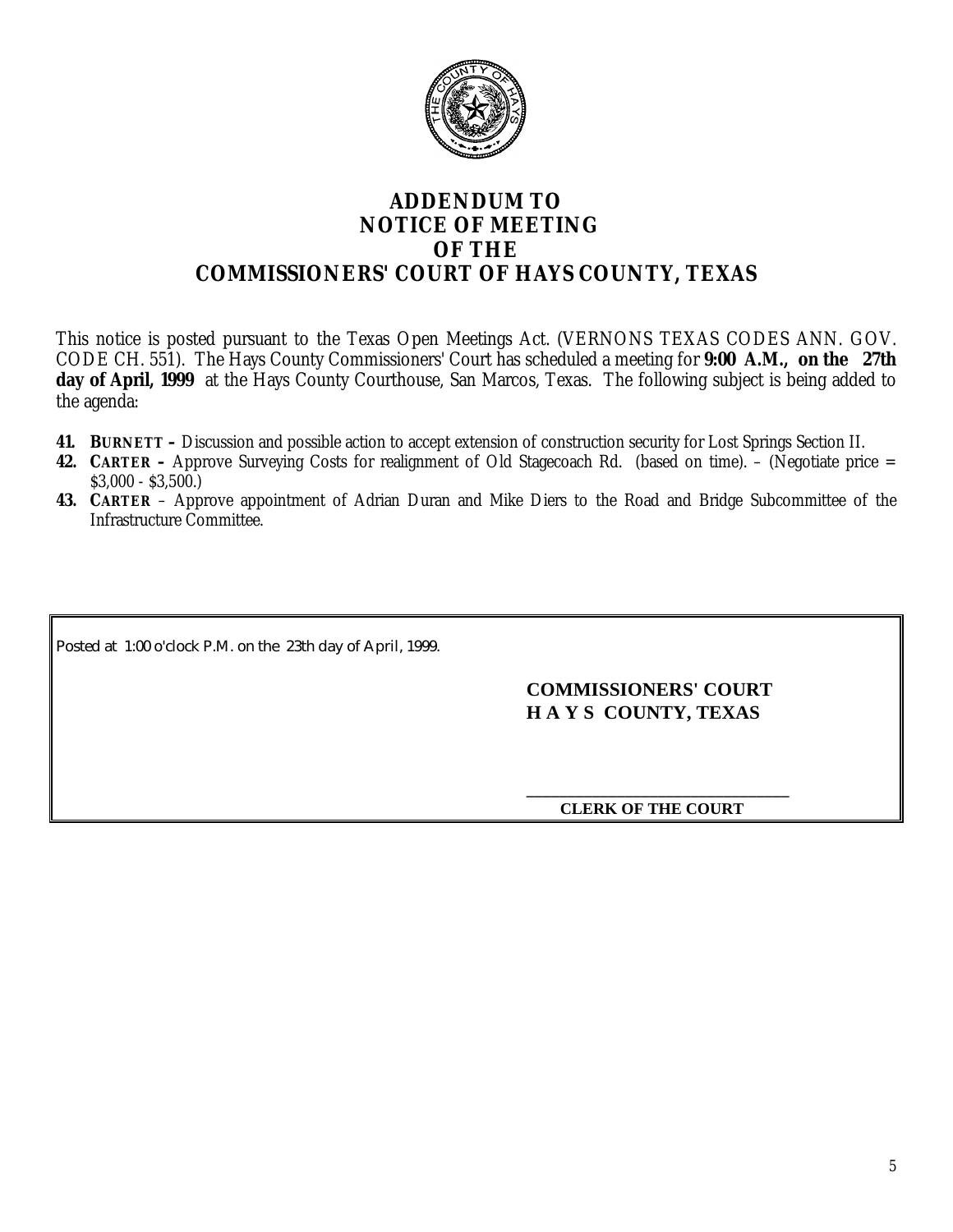# ADDENDUM TO NOTICE OF MEETING OF THE COMMISSIONERS' COURT OF HAYS COUNTY, TEXAS

This notice is posted pursuant to the Texas Open Meetings Act. (VERNONS TEXAS CODES ANN. GOV. CODE CH. 551). The Hays County Commissioners' Court has scheduled a meeting for **9:00 A.M., on the 27th day of April, 1999** at the Hays County Courthouse, San Marcos, Texas. The following subject is being added to the agenda:

**41. BURNETT –** Discussion and possible action to accept extension of construction security for Lost Springs Section II.

**42. CARTER –** Approve Surveying Costs for realignment of Old Stagecoach Rd. (based on time). – (Negotiate price = $3,000 - $3,500.)

**43. CARTER** – Approve appointment of Adrian Duran and Mike Diers to the Road and Bridge Subcommittee of the Infrastructure Committee.

Posted at 1:00 o'clock P.M. on the 23th day of April, 1999.

**COMMISSIONERS' COURT**
**H A Y S COUNTY, TEXAS**

\_\_\_\_\_\_\_\_\_\_\_\_\_\_\_\_\_\_\_\_\_\_\_\_\_\_\_\_\_\_\_\_\_\_

**CLERK OF THE COURT**